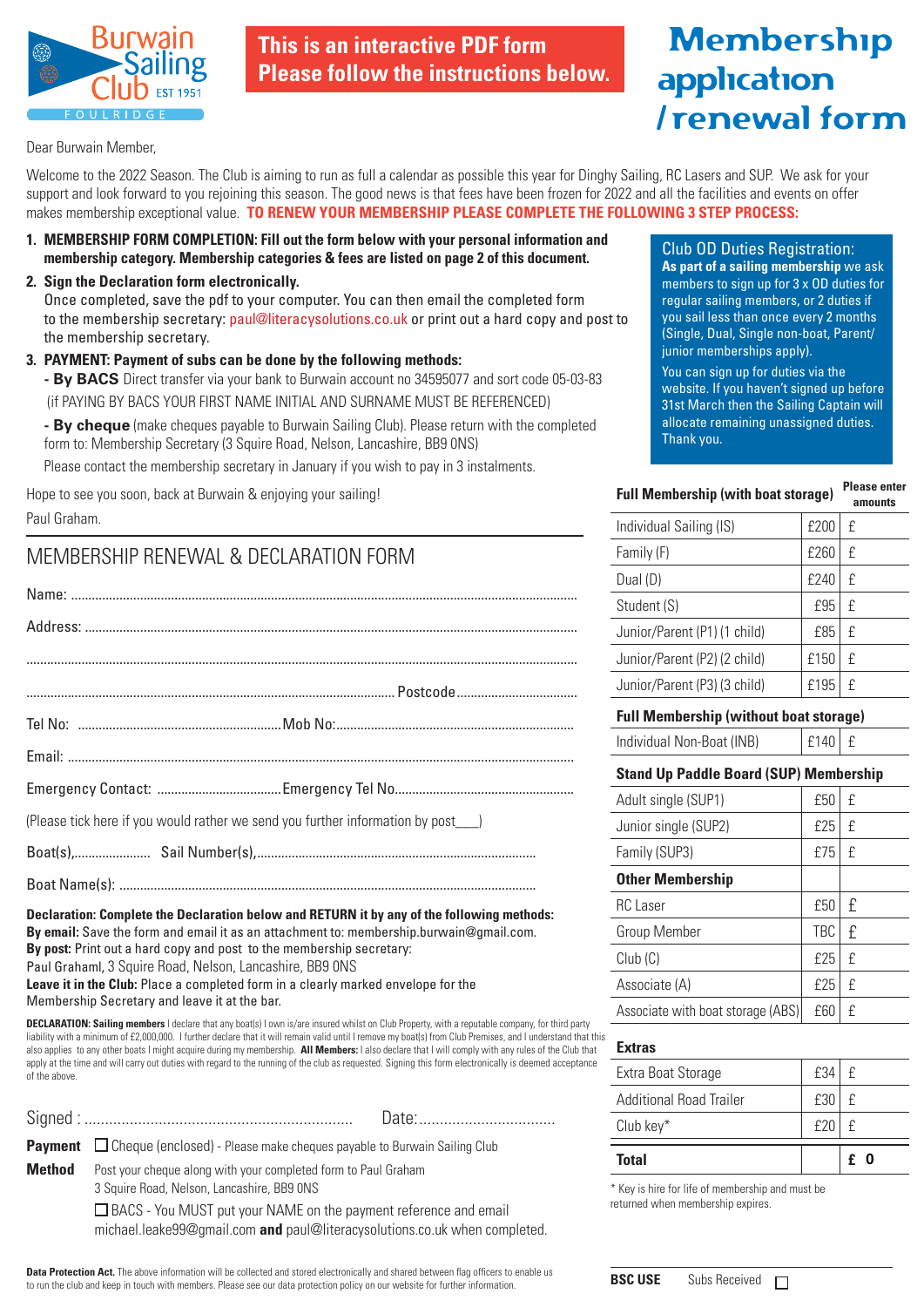Burwain Sailing Club EST 1951 FOULRIDGE

**This is an interactive PDF form Please follow the instructions below.**

# Membership application / renewal form

Dear Burwain Member,

Welcome to the 2022 Season. The Club is aiming to run as full a calendar as possible this year for Dinghy Sailing, RC Lasers and SUP. We ask for your support and look forward to you rejoining this season. The good news is that fees have been frozen for 2022 and all the facilities and events on offer makes membership exceptional value. **TO RENEW YOUR MEMBERSHIP PLEASE COMPLETE THE FOLLOWING 3 STEP PROCESS:**

1. **MEMBERSHIP FORM COMPLETION: Fill out the form below with your personal information and membership category. Membership categories & fees are listed on page 2 of this document.**
2. **Sign the Declaration form electronically.**
   Once completed, save the pdf to your computer. You can then email the completed form to the membership secretary: paul@literacysolutions.co.uk or print out a hard copy and post to the membership secretary.
3. **PAYMENT: Payment of subs can be done by the following methods:**
   - **By BACS** Direct transfer via your bank to Burwain account no 34595077 and sort code 05-03-83 (if PAYING BY BACS YOUR FIRST NAME INITIAL AND SURNAME MUST BE REFERENCED)
   - **By cheque** (make cheques payable to Burwain Sailing Club). Please return with the completed form to: Membership Secretary (3 Squire Road, Nelson, Lancashire, BB9 0NS)

   Please contact the membership secretary in January if you wish to pay in 3 instalments.

Hope to see you soon, back at Burwain & enjoying your sailing!

Paul Graham.

## Club OD Duties Registration:

**As part of a sailing membership** we ask members to sign up for 3 x OD duties for regular sailing members, or 2 duties if you sail less than once every 2 months (Single, Dual, Single non-boat, Parent/ junior memberships apply).

You can sign up for duties via the website. If you haven't signed up before 31st March then the Sailing Captain will allocate remaining unassigned duties. Thank you.

## MEMBERSHIP RENEWAL & DECLARATION FORM

Name: ..........................................................................................

Address: ..........................................................................................

..........................................................................................

.......................................................................... Postcode ..........................

Tel No: .................................... Mob No: ....................................

Email: ..........................................................................................

Emergency Contact: .................................... Emergency Tel No. ....................................

(Please tick here if you would rather we send you further information by post___)

Boat(s), ...................... Sail Number(s), ..........................................................

Boat Name(s): ..........................................................................................

**Declaration: Complete the Declaration below and RETURN it by any of the following methods:**
**By email:** Save the form and email it as an attachment to: membership.burwain@gmail.com.
**By post:** Print out a hard copy and post to the membership secretary:
Paul Grahaml, 3 Squire Road, Nelson, Lancashire, BB9 0NS
**Leave it in the Club:** Place a completed form in a clearly marked envelope for the Membership Secretary and leave it at the bar.

**DECLARATION: Sailing members** I declare that any boat(s) I own is/are insured whilst on Club Property, with a reputable company, for third party liability with a minimum of £2,000,000. I further declare that it will remain valid until I remove my boat(s) from Club Premises, and I understand that this also applies to any other boats I might acquire during my membership. **All Members:** I also declare that I will comply with any rules of the Club that apply at the time and will carry out duties with regard to the running of the club as requested. Signing this form electronically is deemed acceptance of the above.

Signed : .................................................... Date: ..............................

**Payment Method**

☐ Cheque (enclosed) - Please make cheques payable to Burwain Sailing Club
Post your cheque along with your completed form to Paul Graham
3 Squire Road, Nelson, Lancashire, BB9 0NS

☐ BACS - You MUST put your NAME on the payment reference and email michael.leake99@gmail.com **and** paul@literacysolutions.co.uk when completed.

| **Full Membership (with boat storage)** | | **Please enter amounts** |
|---|---|---|
| Individual Sailing (IS) | £200 | £ |
| Family (F) | £260 | £ |
| Dual (D) | £240 | £ |
| Student (S) | £95 | £ |
| Junior/Parent (P1) (1 child) | £85 | £ |
| Junior/Parent (P2) (2 child) | £150 | £ |
| Junior/Parent (P3) (3 child) | £195 | £ |
| **Full Membership (without boat storage)** | | |
| Individual Non-Boat (INB) | £140 | £ |
| **Stand Up Paddle Board (SUP) Membership** | | |
| Adult single (SUP1) | £50 | £ |
| Junior single (SUP2) | £25 | £ |
| Family (SUP3) | £75 | £ |
| **Other Membership** | | |
| RC Laser | £50 | £ |
| Group Member | TBC | £ |
| Club (C) | £25 | £ |
| Associate (A) | £25 | £ |
| Associate with boat storage (ABS) | £60 | £ |
| **Extras** | | |
| Extra Boat Storage | £34 | £ |
| Additional Road Trailer | £30 | £ |
| Club key* | £20 | £ |
| **Total** | | **£ 0** |

\* Key is hire for life of membership and must be returned when membership expires.

**Data Protection Act.** The above information will be collected and stored electronically and shared between flag officers to enable us to run the club and keep in touch with members. Please see our data protection policy on our website for further information.

**BSC USE** Subs Received ☐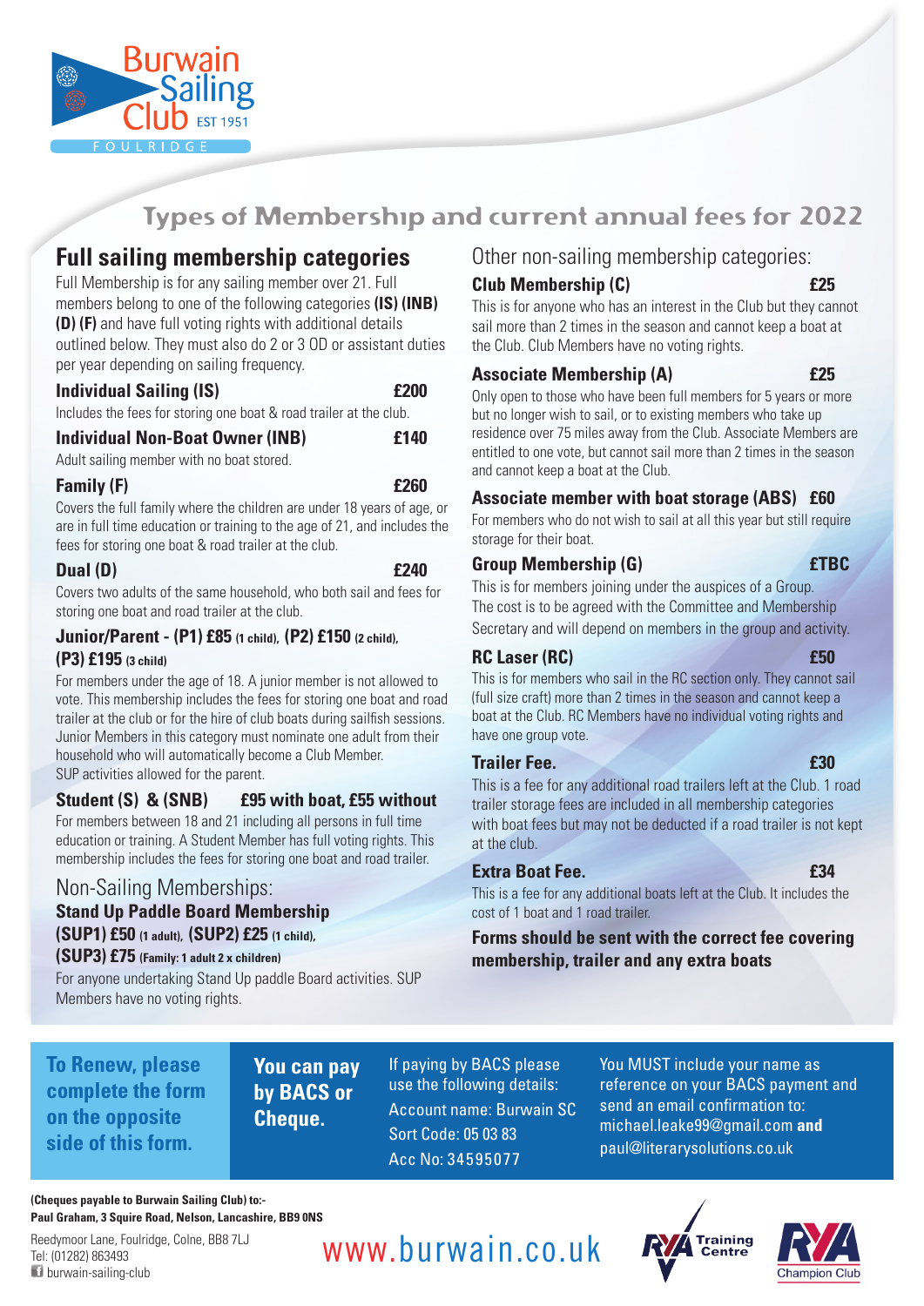Burwain Sailing Club EST 1951

FOULRIDGE

# Types of Membership and current annual fees for 2022

## Full sailing membership categories

Full Membership is for any sailing member over 21. Full members belong to one of the following categories **(IS) (INB) (D) (F)** and have full voting rights with additional details outlined below. They must also do 2 or 3 OD or assistant duties per year depending on sailing frequency.

### Individual Sailing (IS) £200

Includes the fees for storing one boat & road trailer at the club.

### Individual Non-Boat Owner (INB) £140

Adult sailing member with no boat stored.

### Family (F) £260

Covers the full family where the children are under 18 years of age, or are in full time education or training to the age of 21, and includes the fees for storing one boat & road trailer at the club.

### Dual (D) £240

Covers two adults of the same household, who both sail and fees for storing one boat and road trailer at the club.

### Junior/Parent - (P1) £85 (1 child), (P2) £150 (2 child), (P3) £195 (3 child)

For members under the age of 18. A junior member is not allowed to vote. This membership includes the fees for storing one boat and road trailer at the club or for the hire of club boats during sailfish sessions. Junior Members in this category must nominate one adult from their household who will automatically become a Club Member. SUP activities allowed for the parent.

### Student (S) & (SNB) £95 with boat, £55 without

For members between 18 and 21 including all persons in full time education or training. A Student Member has full voting rights. This membership includes the fees for storing one boat and road trailer.

## Non-Sailing Memberships:

### Stand Up Paddle Board Membership (SUP1) £50 (1 adult), (SUP2) £25 (1 child), (SUP3) £75 (Family: 1 adult 2 x children)

For anyone undertaking Stand Up paddle Board activities. SUP Members have no voting rights.

## Other non-sailing membership categories:

### Club Membership (C) £25

This is for anyone who has an interest in the Club but they cannot sail more than 2 times in the season and cannot keep a boat at the Club. Club Members have no voting rights.

### Associate Membership (A) £25

Only open to those who have been full members for 5 years or more but no longer wish to sail, or to existing members who take up residence over 75 miles away from the Club. Associate Members are entitled to one vote, but cannot sail more than 2 times in the season and cannot keep a boat at the Club.

### Associate member with boat storage (ABS) £60

For members who do not wish to sail at all this year but still require storage for their boat.

### Group Membership (G) £TBC

This is for members joining under the auspices of a Group. The cost is to be agreed with the Committee and Membership Secretary and will depend on members in the group and activity.

### RC Laser (RC) £50

This is for members who sail in the RC section only. They cannot sail (full size craft) more than 2 times in the season and cannot keep a boat at the Club. RC Members have no individual voting rights and have one group vote.

### Trailer Fee. £30

This is a fee for any additional road trailers left at the Club. 1 road trailer storage fees are included in all membership categories with boat fees but may not be deducted if a road trailer is not kept at the club.

### Extra Boat Fee. £34

This is a fee for any additional boats left at the Club. It includes the cost of 1 boat and 1 road trailer.

**Forms should be sent with the correct fee covering membership, trailer and any extra boats**

**To Renew, please complete the form on the opposite side of this form.**

**You can pay by BACS or Cheque.**

If paying by BACS please use the following details:
Account name: Burwain SC
Sort Code: 05 03 83
Acc No: 34595077

You MUST include your name as reference on your BACS payment and send an email confirmation to: michael.leake99@gmail.com **and** paul@literarysolutions.co.uk

**(Cheques payable to Burwain Sailing Club) to:-**
**Paul Graham, 3 Squire Road, Nelson, Lancashire, BB9 0NS**

Reedymoor Lane, Foulridge, Colne, BB8 7LJ
Tel: (01282) 863493
burwain-sailing-club

www.burwain.co.uk

RYA Training Centre

RYA Champion Club